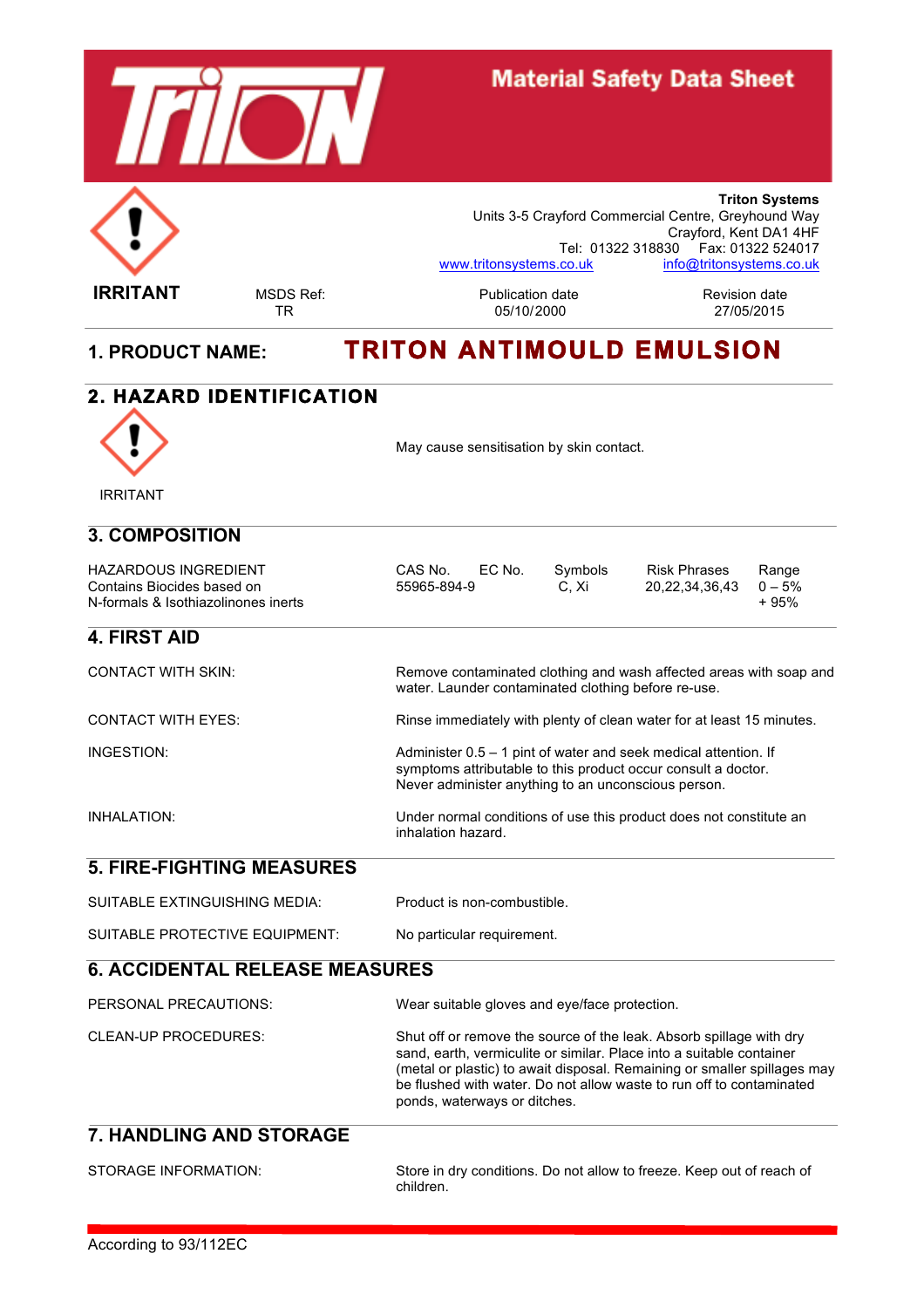# Material Safety Data Sheet

IRRITANT

**Triton Systems**
Units 3-5 Crayford Commercial Centre, Greyhound Way
Crayford, Kent DA1 4HF
Tel: 01322 318830 Fax: 01322 524017
www.tritonsystems.co.uk info@tritonsystems.co.uk

| MSDS Ref: | Publication date | Revision date |
|---|---|---|
| TR | 05/10/2000 | 27/05/2015 |

## 1. PRODUCT NAME: TRITON ANTIMOULD EMULSION

## 2. HAZARD IDENTIFICATION

IRRITANT

May cause sensitisation by skin contact.

## 3. COMPOSITION

| HAZARDOUS INGREDIENT | CAS No. | EC No. | Symbols | Risk Phrases | Range |
|---|---|---|---|---|---|
| Contains Biocides based on | 55965-894-9 | | C, Xi | 20,22,34,36,43 | 0 – 5% |
| N-formals & Isothiazolinones inerts | | | | | + 95% |

## 4. FIRST AID

**CONTACT WITH SKIN:** Remove contaminated clothing and wash affected areas with soap and water. Launder contaminated clothing before re-use.

**CONTACT WITH EYES:** Rinse immediately with plenty of clean water for at least 15 minutes.

**INGESTION:** Administer 0.5 – 1 pint of water and seek medical attention. If symptoms attributable to this product occur consult a doctor. Never administer anything to an unconscious person.

**INHALATION:** Under normal conditions of use this product does not constitute an inhalation hazard.

## 5. FIRE-FIGHTING MEASURES

**SUITABLE EXTINGUISHING MEDIA:** Product is non-combustible.

**SUITABLE PROTECTIVE EQUIPMENT:** No particular requirement.

## 6. ACCIDENTAL RELEASE MEASURES

**PERSONAL PRECAUTIONS:** Wear suitable gloves and eye/face protection.

**CLEAN-UP PROCEDURES:** Shut off or remove the source of the leak. Absorb spillage with dry sand, earth, vermiculite or similar. Place into a suitable container (metal or plastic) to await disposal. Remaining or smaller spillages may be flushed with water. Do not allow waste to run off to contaminated ponds, waterways or ditches.

## 7. HANDLING AND STORAGE

**STORAGE INFORMATION:** Store in dry conditions. Do not allow to freeze. Keep out of reach of children.

According to 93/112EC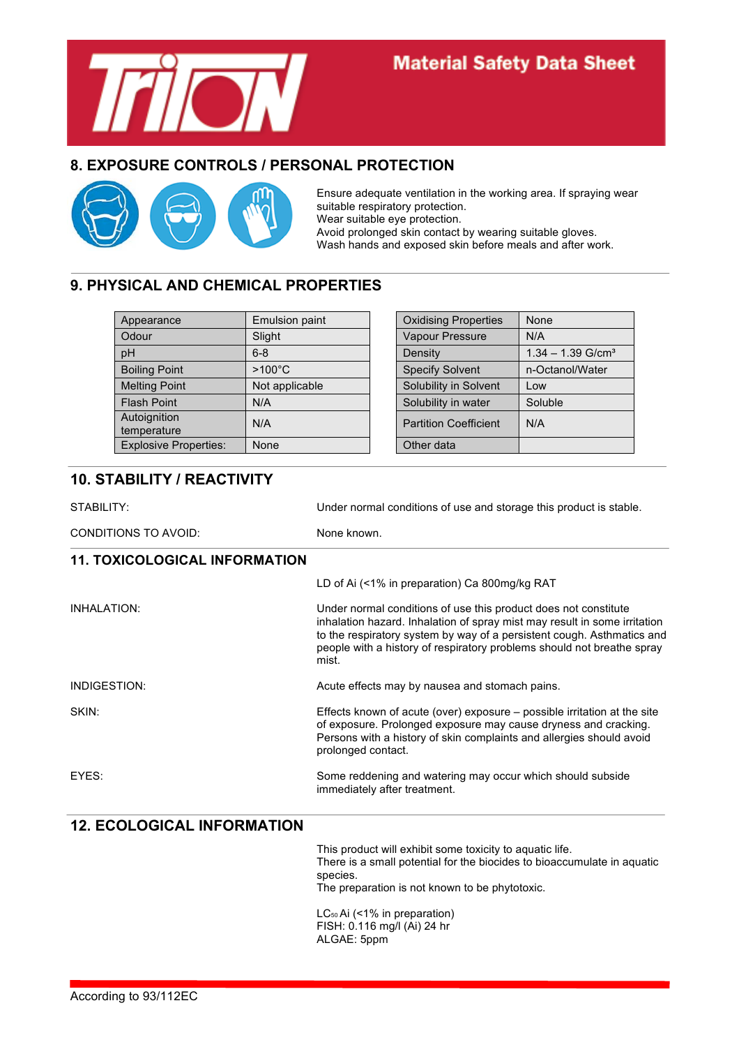## 8. EXPOSURE CONTROLS / PERSONAL PROTECTION

Ensure adequate ventilation in the working area. If spraying wear suitable respiratory protection.
Wear suitable eye protection.
Avoid prolonged skin contact by wearing suitable gloves.
Wash hands and exposed skin before meals and after work.

## 9. PHYSICAL AND CHEMICAL PROPERTIES

| | |
|---|---|
| Appearance | Emulsion paint |
| Odour | Slight |
| pH | 6-8 |
| Boiling Point | >100°C |
| Melting Point | Not applicable |
| Flash Point | N/A |
| Autoignition temperature | N/A |
| Explosive Properties: | None |

| | |
|---|---|
| Oxidising Properties | None |
| Vapour Pressure | N/A |
| Density | 1.34 – 1.39 G/cm³ |
| Specify Solvent | n-Octanol/Water |
| Solubility in Solvent | Low |
| Solubility in water | Soluble |
| Partition Coefficient | N/A |
| Other data | |

## 10. STABILITY / REACTIVITY

STABILITY: Under normal conditions of use and storage this product is stable.

CONDITIONS TO AVOID: None known.

## 11. TOXICOLOGICAL INFORMATION

LD of Ai (<1% in preparation) Ca 800mg/kg RAT

INHALATION: Under normal conditions of use this product does not constitute inhalation hazard. Inhalation of spray mist may result in some irritation to the respiratory system by way of a persistent cough. Asthmatics and people with a history of respiratory problems should not breathe spray mist.

INDIGESTION: Acute effects may by nausea and stomach pains.

SKIN: Effects known of acute (over) exposure – possible irritation at the site of exposure. Prolonged exposure may cause dryness and cracking. Persons with a history of skin complaints and allergies should avoid prolonged contact.

EYES: Some reddening and watering may occur which should subside immediately after treatment.

## 12. ECOLOGICAL INFORMATION

This product will exhibit some toxicity to aquatic life.
There is a small potential for the biocides to bioaccumulate in aquatic species.
The preparation is not known to be phytotoxic.

$LC_{50}$ Ai (<1% in preparation)
FISH: 0.116 mg/l (Ai) 24 hr
ALGAE: 5ppm

According to 93/112EC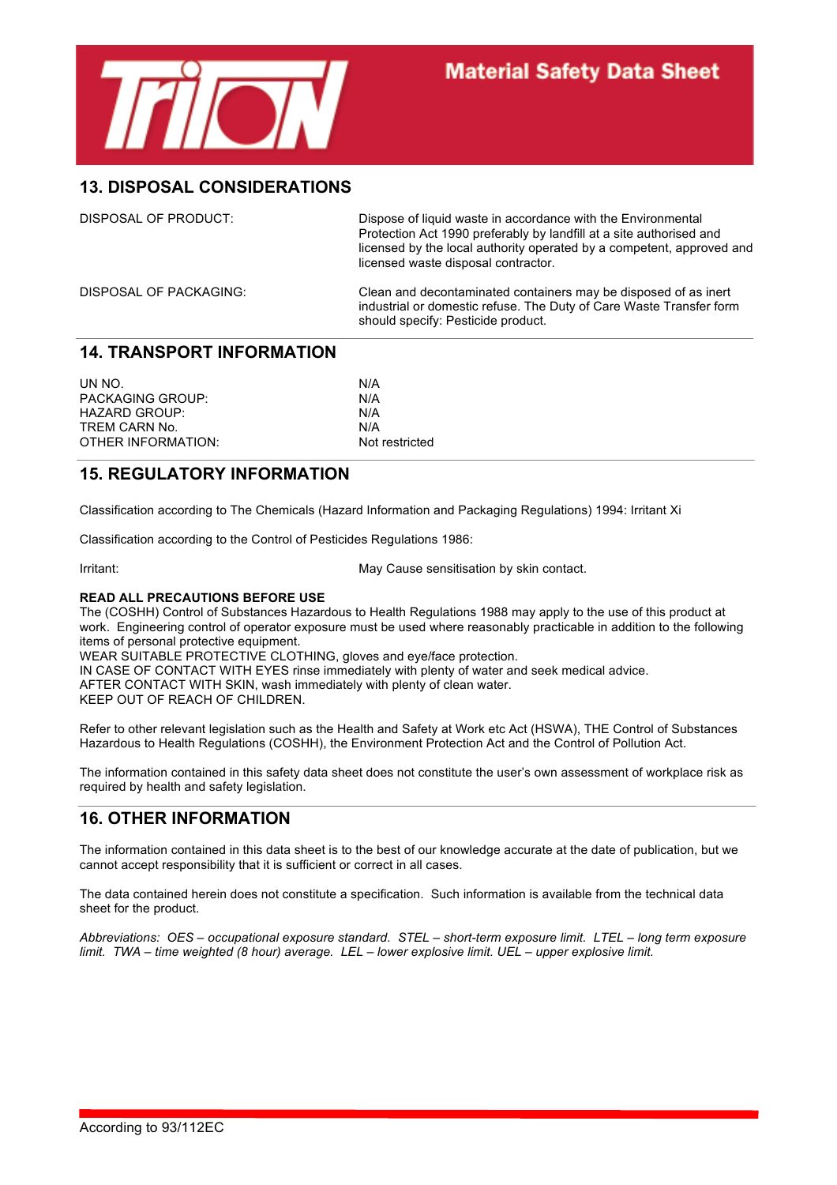## 13. DISPOSAL CONSIDERATIONS

| | |
|---|---|
| DISPOSAL OF PRODUCT: | Dispose of liquid waste in accordance with the Environmental Protection Act 1990 preferably by landfill at a site authorised and licensed by the local authority operated by a competent, approved and licensed waste disposal contractor. |
| DISPOSAL OF PACKAGING: | Clean and decontaminated containers may be disposed of as inert industrial or domestic refuse. The Duty of Care Waste Transfer form should specify: Pesticide product. |

## 14. TRANSPORT INFORMATION

| | |
|---|---|
| UN NO. | N/A |
| PACKAGING GROUP: | N/A |
| HAZARD GROUP: | N/A |
| TREM CARN No. | N/A |
| OTHER INFORMATION: | Not restricted |

## 15. REGULATORY INFORMATION

Classification according to The Chemicals (Hazard Information and Packaging Regulations) 1994: Irritant Xi

Classification according to the Control of Pesticides Regulations 1986:

| | |
|---|---|
| Irritant: | May Cause sensitisation by skin contact. |

**READ ALL PRECAUTIONS BEFORE USE**

The (COSHH) Control of Substances Hazardous to Health Regulations 1988 may apply to the use of this product at work. Engineering control of operator exposure must be used where reasonably practicable in addition to the following items of personal protective equipment.

WEAR SUITABLE PROTECTIVE CLOTHING, gloves and eye/face protection.

IN CASE OF CONTACT WITH EYES rinse immediately with plenty of water and seek medical advice.

AFTER CONTACT WITH SKIN, wash immediately with plenty of clean water.

KEEP OUT OF REACH OF CHILDREN.

Refer to other relevant legislation such as the Health and Safety at Work etc Act (HSWA), THE Control of Substances Hazardous to Health Regulations (COSHH), the Environment Protection Act and the Control of Pollution Act.

The information contained in this safety data sheet does not constitute the user's own assessment of workplace risk as required by health and safety legislation.

## 16. OTHER INFORMATION

The information contained in this data sheet is to the best of our knowledge accurate at the date of publication, but we cannot accept responsibility that it is sufficient or correct in all cases.

The data contained herein does not constitute a specification. Such information is available from the technical data sheet for the product.

*Abbreviations: OES – occupational exposure standard. STEL – short-term exposure limit. LTEL – long term exposure limit. TWA – time weighted (8 hour) average. LEL – lower explosive limit. UEL – upper explosive limit.*